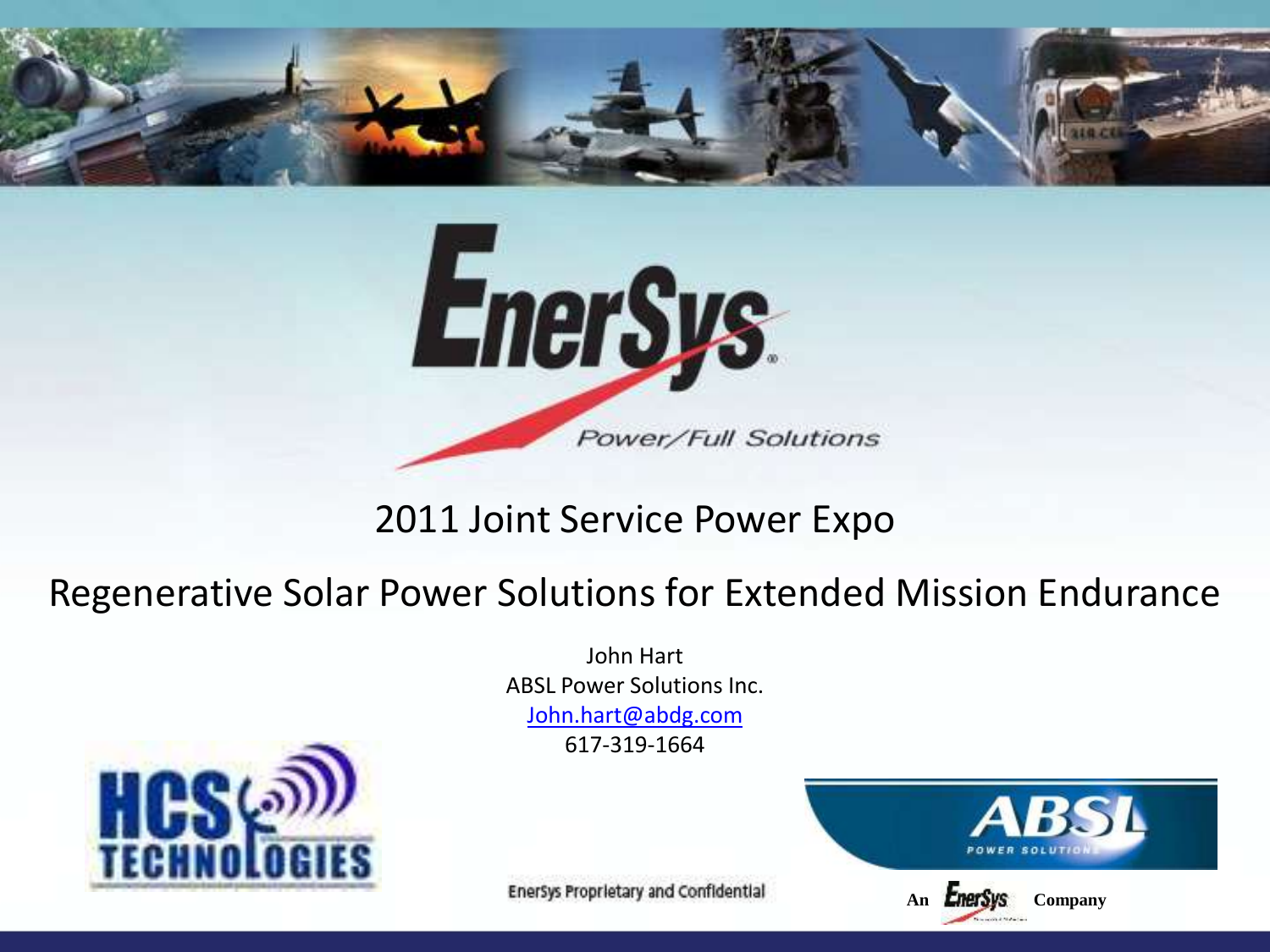# EnerSys

*Power/Full Solutions*

## 2011 Joint Service Power Expo

## Regenerative Solar Power Solutions for Extended Mission Endurance

John Hart
ABSL Power Solutions Inc.
John.hart@abdg.com
617-319-1664

HCS TECHNOLOGIES

EnerSys Proprietary and Confidential

ABSL POWER SOLUTIONS

An EnerSys Company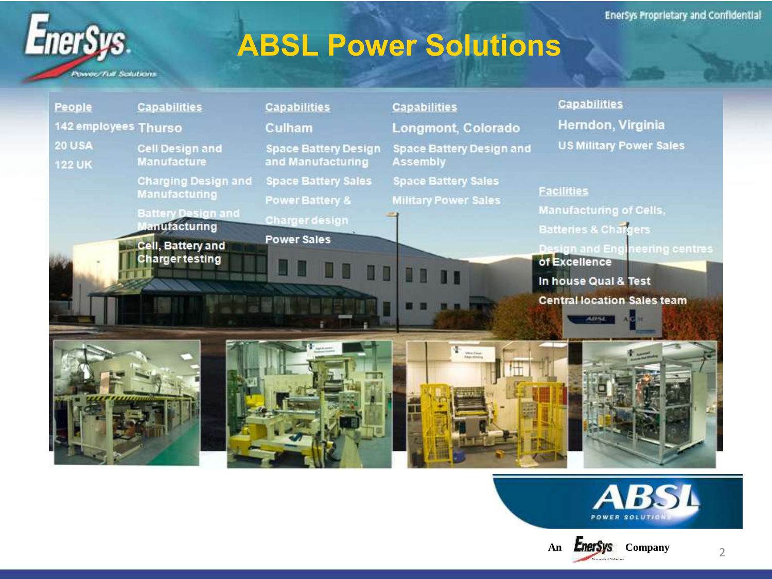# ABSL Power Solutions

EnerSys Proprietary and Confidential

**People**

142 employees

20 USA

122 UK

**Capabilities**

Thurso

- Cell Design and Manufacture
- Charging Design and Manufacturing
- Battery Design and Manufacturing
- Cell, Battery and Charger testing

**Capabilities**

Culham

- Space Battery Design and Manufacturing
- Space Battery Sales
- Power Battery & Charger design
- Power Sales

**Capabilities**

Longmont, Colorado

- Space Battery Design and Assembly
- Space Battery Sales
- Military Power Sales

**Capabilities**

Herndon, Virginia

- US Military Power Sales

**Facilities**

- Manufacturing of Cells, Batteries & Chargers
- Design and Engineering centres of Excellence
- In house Qual & Test
- Central location Sales team

ABSL POWER SOLUTIONS

An EnerSys Company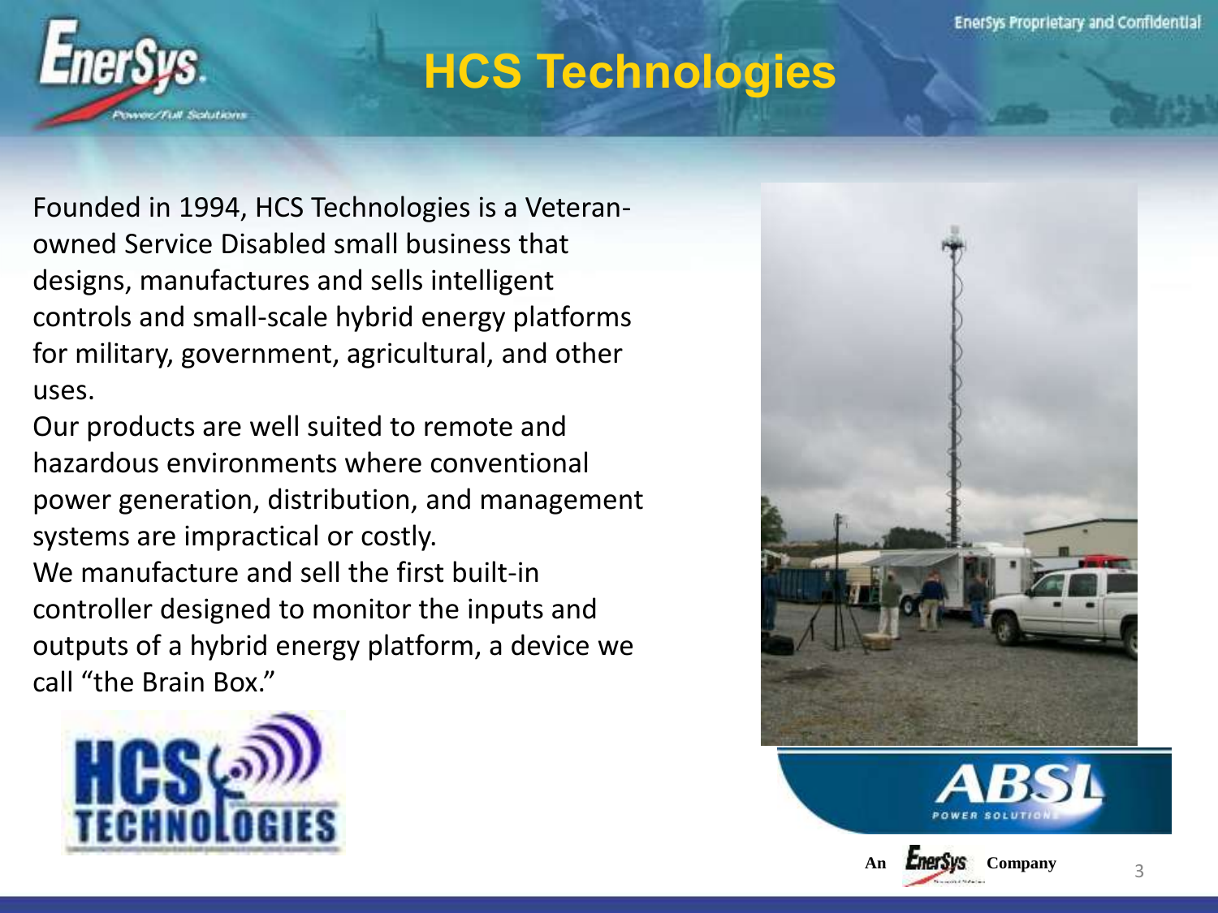# HCS Technologies

Founded in 1994, HCS Technologies is a Veteran-owned Service Disabled small business that designs, manufactures and sells intelligent controls and small-scale hybrid energy platforms for military, government, agricultural, and other uses.

Our products are well suited to remote and hazardous environments where conventional power generation, distribution, and management systems are impractical or costly.

We manufacture and sell the first built-in controller designed to monitor the inputs and outputs of a hybrid energy platform, a device we call "the Brain Box."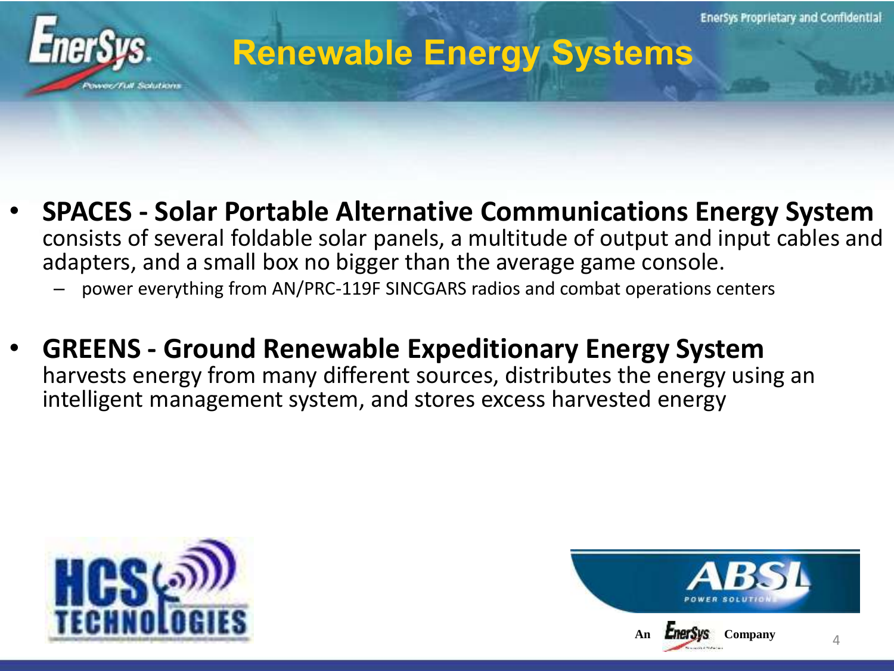# Renewable Energy Systems

- **SPACES - Solar Portable Alternative Communications Energy System** consists of several foldable solar panels, a multitude of output and input cables and adapters, and a small box no bigger than the average game console.
  - power everything from AN/PRC-119F SINCGARS radios and combat operations centers

- **GREENS - Ground Renewable Expeditionary Energy System** harvests energy from many different sources, distributes the energy using an intelligent management system, and stores excess harvested energy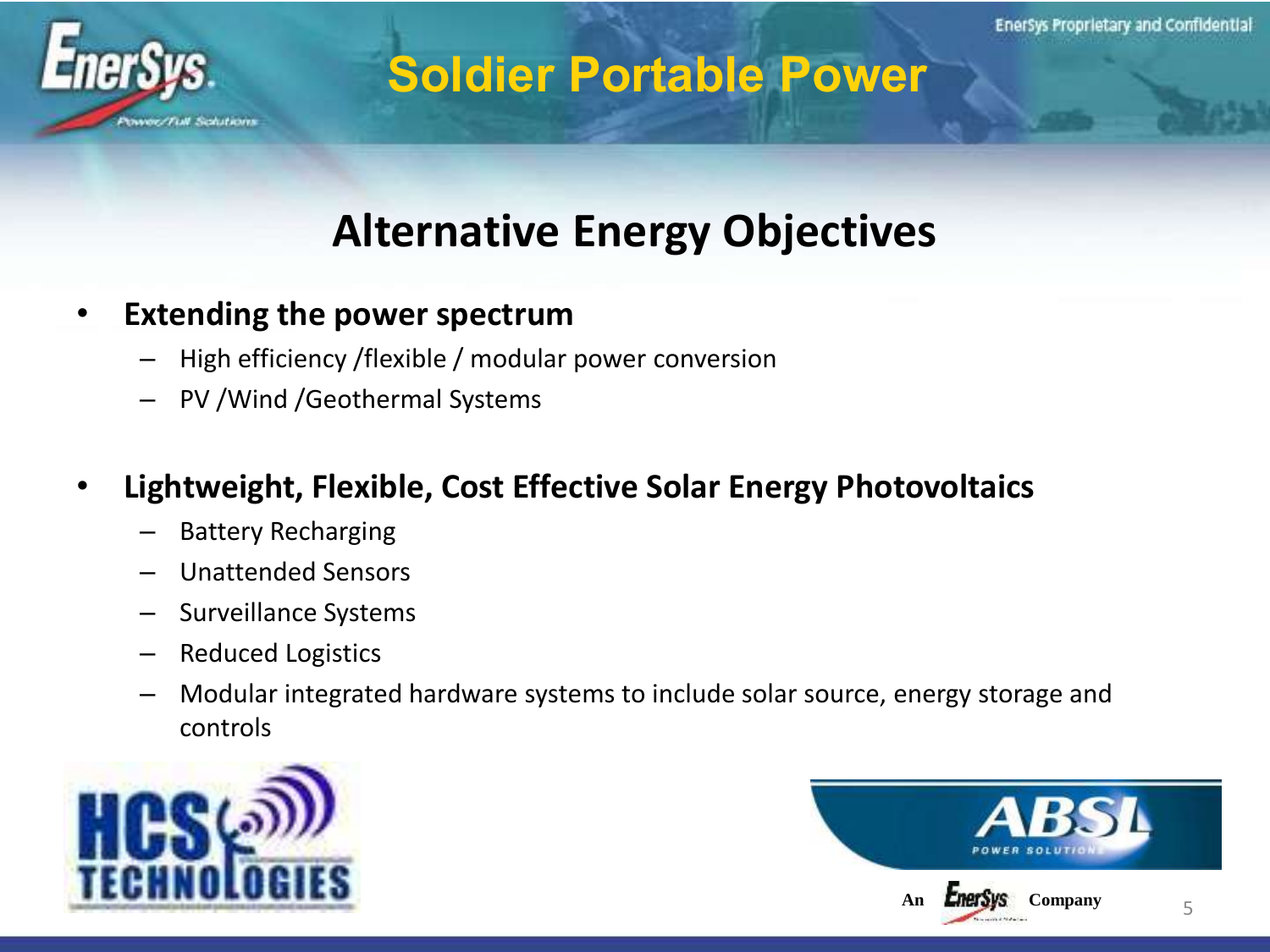# Soldier Portable Power

## Alternative Energy Objectives

- **Extending the power spectrum**
  - High efficiency /flexible / modular power conversion
  - PV /Wind /Geothermal Systems

- **Lightweight, Flexible, Cost Effective Solar Energy Photovoltaics**
  - Battery Recharging
  - Unattended Sensors
  - Surveillance Systems
  - Reduced Logistics
  - Modular integrated hardware systems to include solar source, energy storage and controls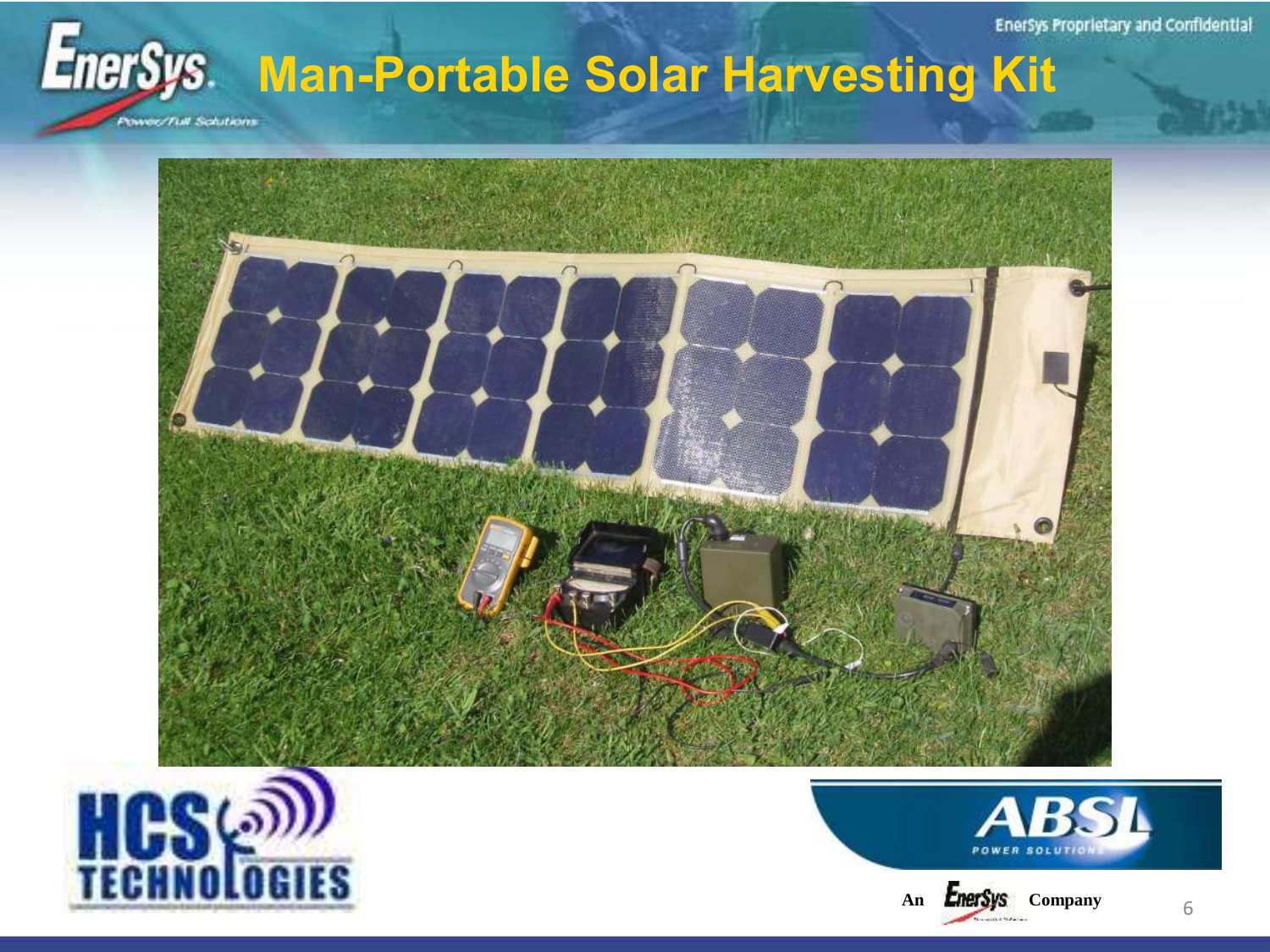# Man-Portable Solar Harvesting Kit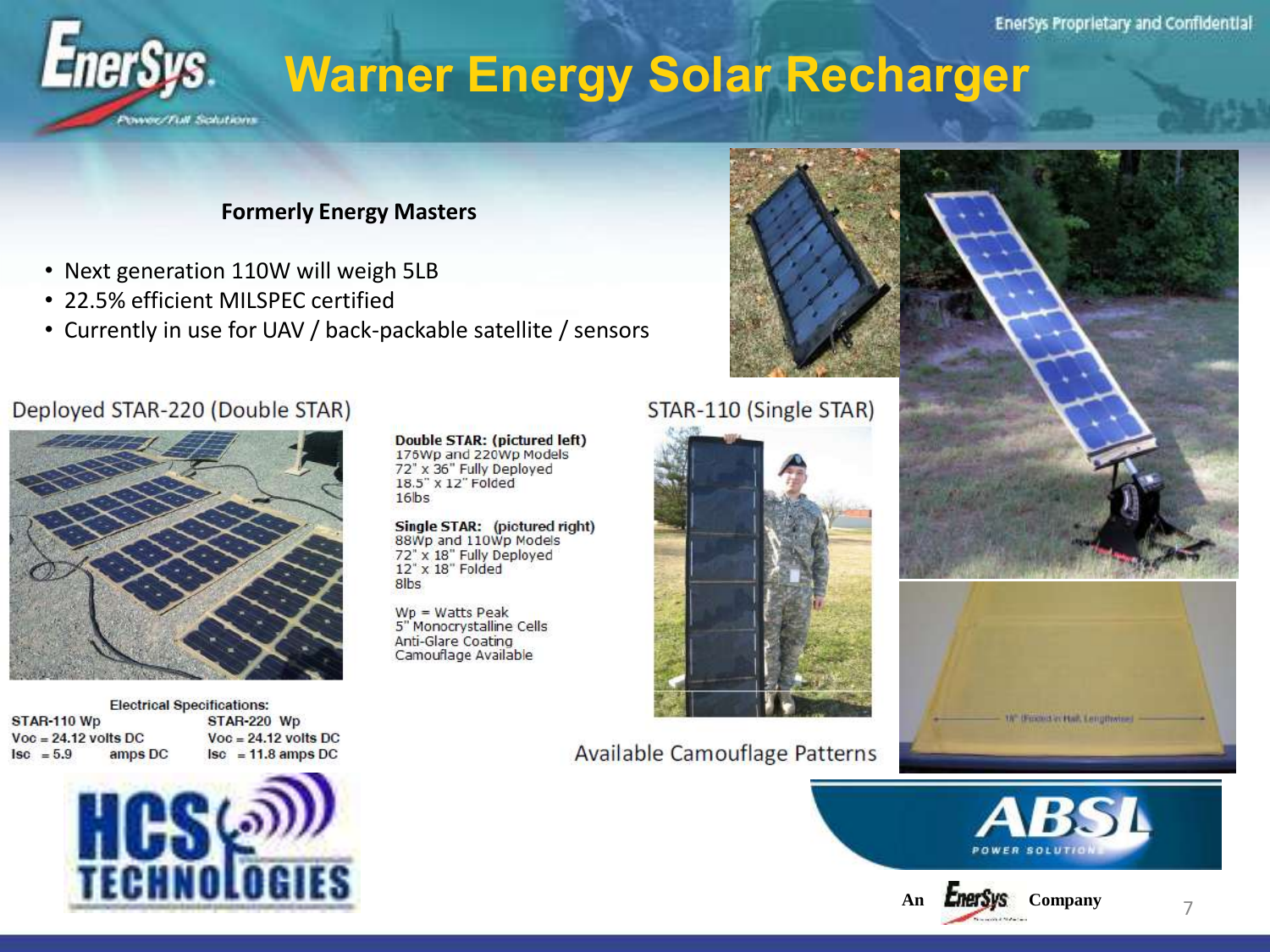# Warner Energy Solar Recharger

**Formerly Energy Masters**

- Next generation 110W will weigh 5LB
- 22.5% efficient MILSPEC certified
- Currently in use for UAV / back-packable satellite / sensors

Deployed STAR-220 (Double STAR)

**Double STAR: (pictured left)**
176Wp and 220Wp Models
72" x 36" Fully Deployed
18.5" x 12" Folded
16lbs

**Single STAR: (pictured right)**
88Wp and 110Wp Models
72" x 18" Fully Deployed
12" x 18" Folded
8lbs

Wp = Watts Peak
5" Monocrystalline Cells
Anti-Glare Coating
Camouflage Available

STAR-110 (Single STAR)

Available Camouflage Patterns

18" (Folded in Half Lengthwise)

Electrical Specifications:

| STAR-110 Wp | STAR-220 Wp |
| --- | --- |
| Voc = 24.12 volts DC | Voc = 24.12 volts DC |
| Isc = 5.9 amps DC | Isc = 11.8 amps DC |

HCS TECHNOLOGIES

ABSL POWER SOLUTIONS

An EnerSys Company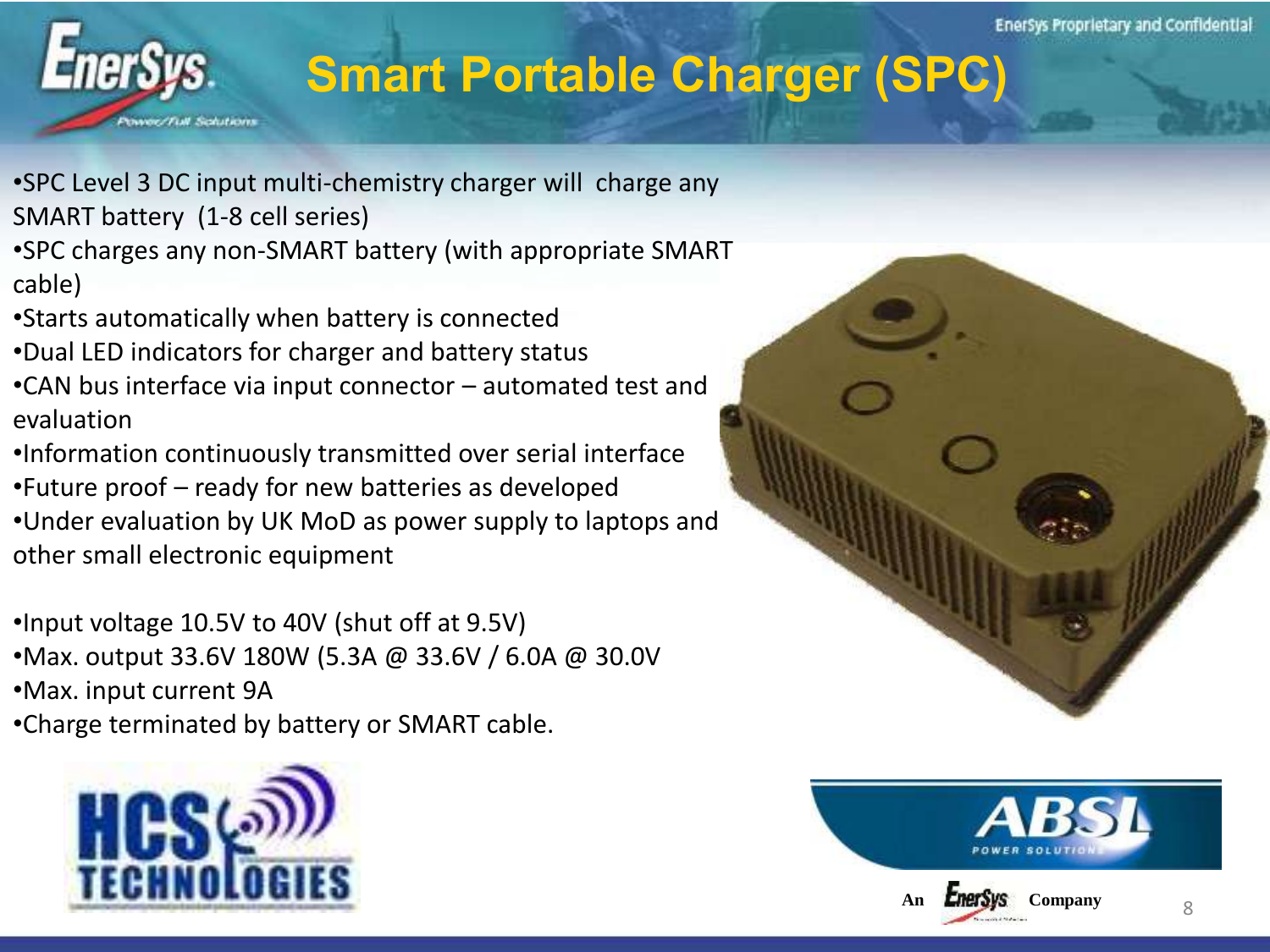# Smart Portable Charger (SPC)

- SPC Level 3 DC input multi-chemistry charger will charge any SMART battery (1-8 cell series)
- SPC charges any non-SMART battery (with appropriate SMART cable)
- Starts automatically when battery is connected
- Dual LED indicators for charger and battery status
- CAN bus interface via input connector – automated test and evaluation
- Information continuously transmitted over serial interface
- Future proof – ready for new batteries as developed
- Under evaluation by UK MoD as power supply to laptops and other small electronic equipment

- Input voltage 10.5V to 40V (shut off at 9.5V)
- Max. output 33.6V 180W (5.3A @ 33.6V / 6.0A @ 30.0V
- Max. input current 9A
- Charge terminated by battery or SMART cable.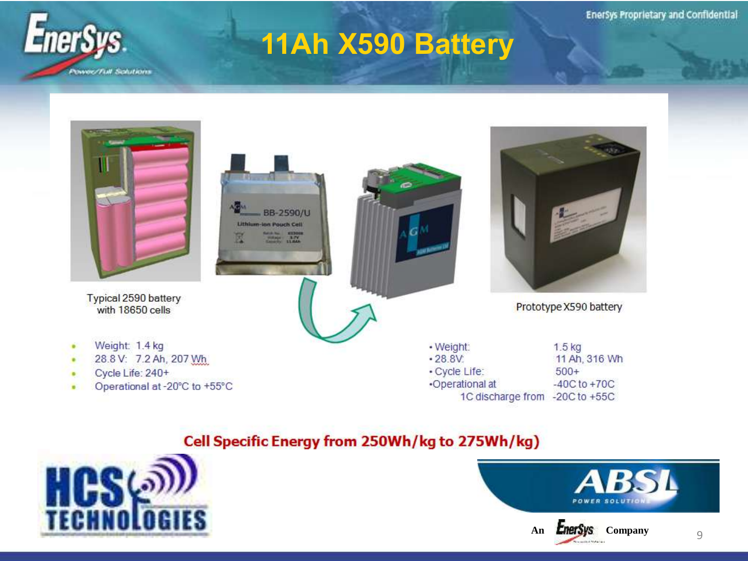# 11Ah X590 Battery

Typical 2590 battery with 18650 cells

- Weight: 1.4 kg
- 28.8 V: 7.2 Ah, 207 Wh
- Cycle Life: 240+
- Operational at -20°C to +55°C

Prototype X590 battery

| | |
|---|---|
| • Weight: | 1.5 kg |
| • 28.8V: | 11 Ah, 316 Wh |
| • Cycle Life: | 500+ |
| • Operational at | -40C to +70C |
| 1C discharge from | -20C to +55C |

**Cell Specific Energy from 250Wh/kg to 275Wh/kg)**

HCS TECHNOLOGIES

ABSL POWER SOLUTIONS

An EnerSys Company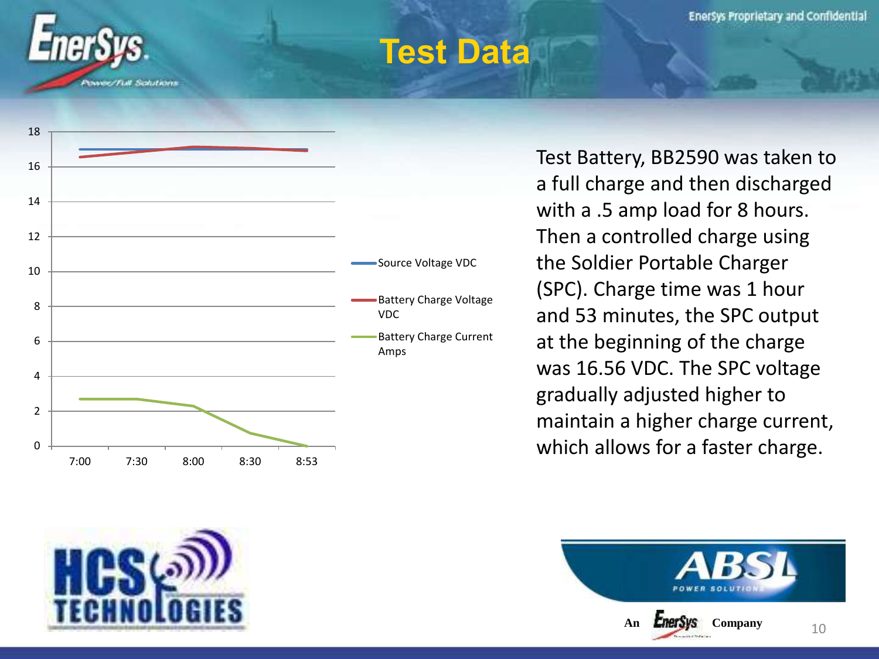# Test Data

Test Battery, BB2590 was taken to a full charge and then discharged with a .5 amp load for 8 hours. Then a controlled charge using the Soldier Portable Charger (SPC). Charge time was 1 hour and 53 minutes, the SPC output at the beginning of the charge was 16.56 VDC. The SPC voltage gradually adjusted higher to maintain a higher charge current, which allows for a faster charge.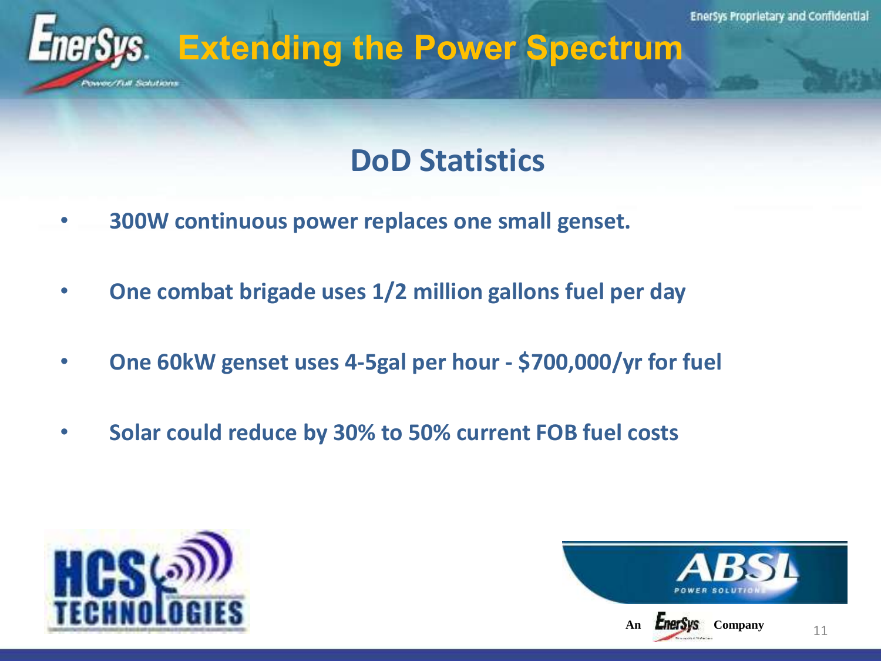# Extending the Power Spectrum

## DoD Statistics

- **300W continuous power replaces one small genset.**
- **One combat brigade uses 1/2 million gallons fuel per day**
- **One 60kW genset uses 4-5gal per hour - $700,000/yr for fuel**
- **Solar could reduce by 30% to 50% current FOB fuel costs**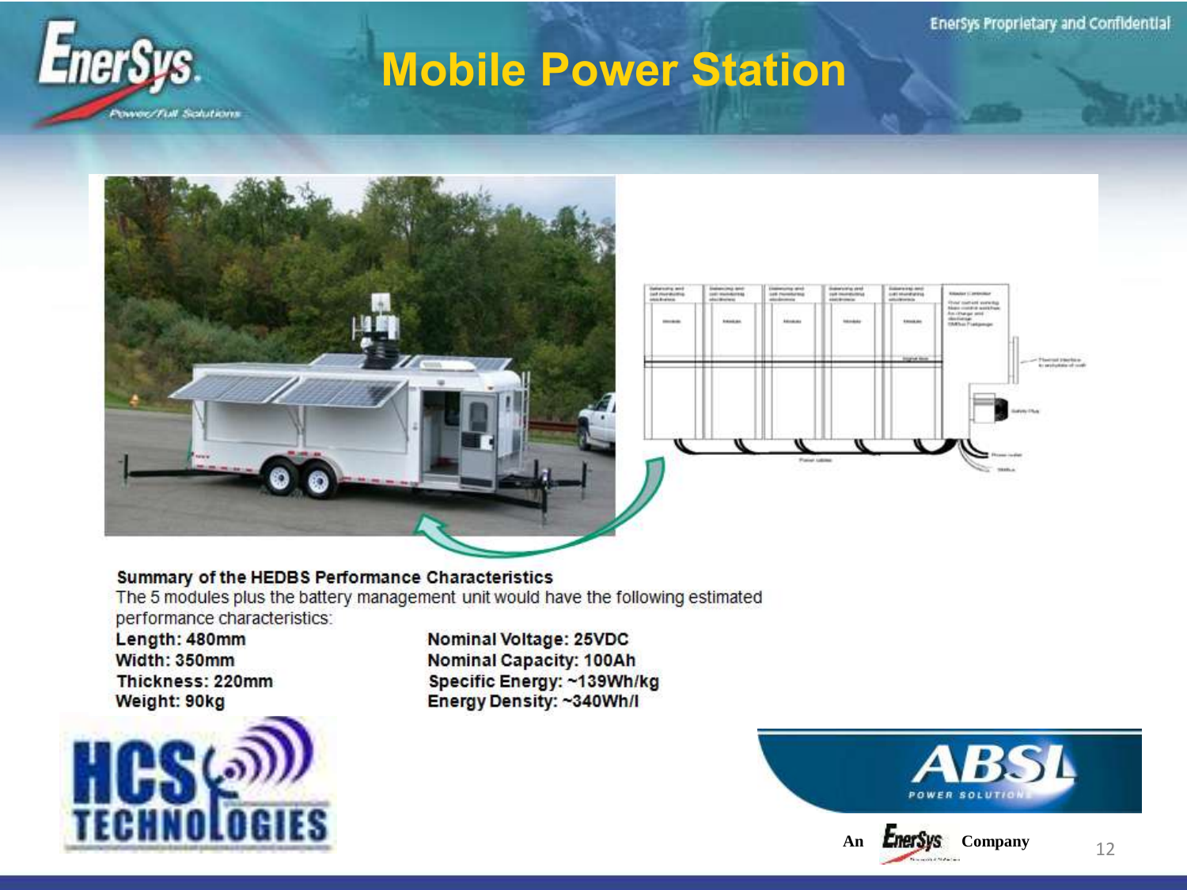# Mobile Power Station

**Summary of the HEDBS Performance Characteristics**

The 5 modules plus the battery management unit would have the following estimated performance characteristics:

**Length: 480mm**
**Width: 350mm**
**Thickness: 220mm**
**Weight: 90kg**

**Nominal Voltage: 25VDC**
**Nominal Capacity: 100Ah**
**Specific Energy: ~139Wh/kg**
**Energy Density: ~340Wh/l**

An EnerSys Company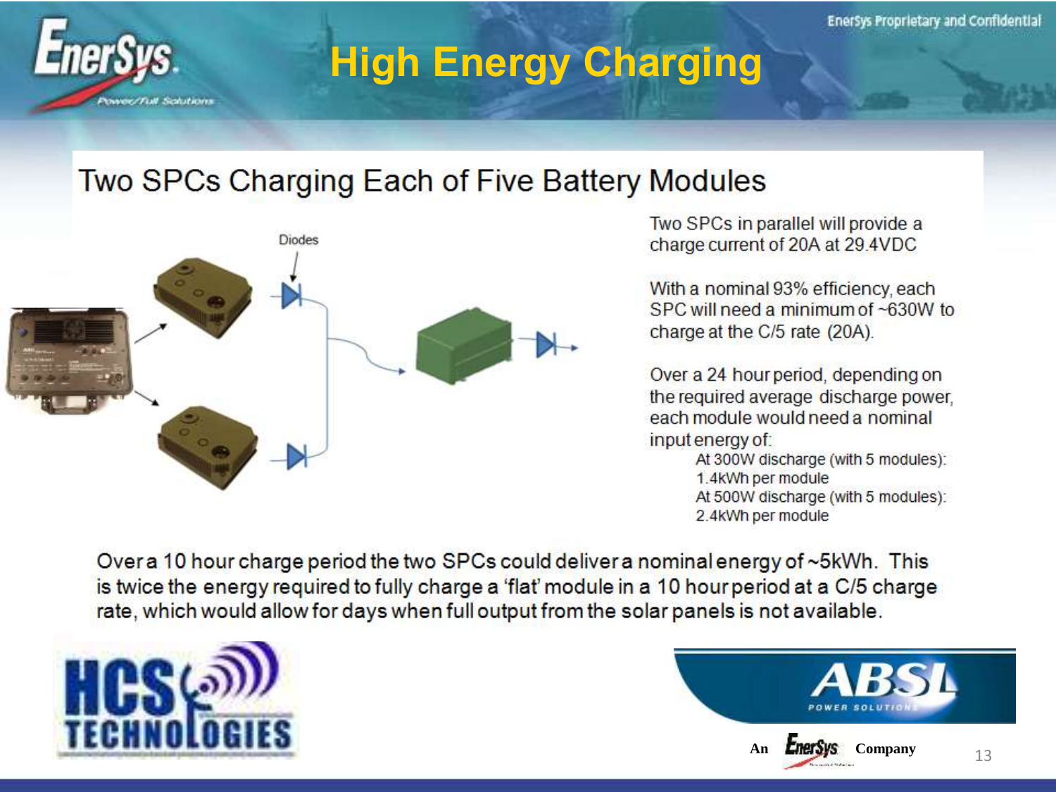# High Energy Charging

## Two SPCs Charging Each of Five Battery Modules

Diodes

Two SPCs in parallel will provide a charge current of 20A at 29.4VDC

With a nominal 93% efficiency, each SPC will need a minimum of ~630W to charge at the C/5 rate (20A).

Over a 24 hour period, depending on the required average discharge power, each module would need a nominal input energy of:

- At 300W discharge (with 5 modules): 1.4kWh per module
- At 500W discharge (with 5 modules): 2.4kWh per module

Over a 10 hour charge period the two SPCs could deliver a nominal energy of ~5kWh. This is twice the energy required to fully charge a 'flat' module in a 10 hour period at a C/5 charge rate, which would allow for days when full output from the solar panels is not available.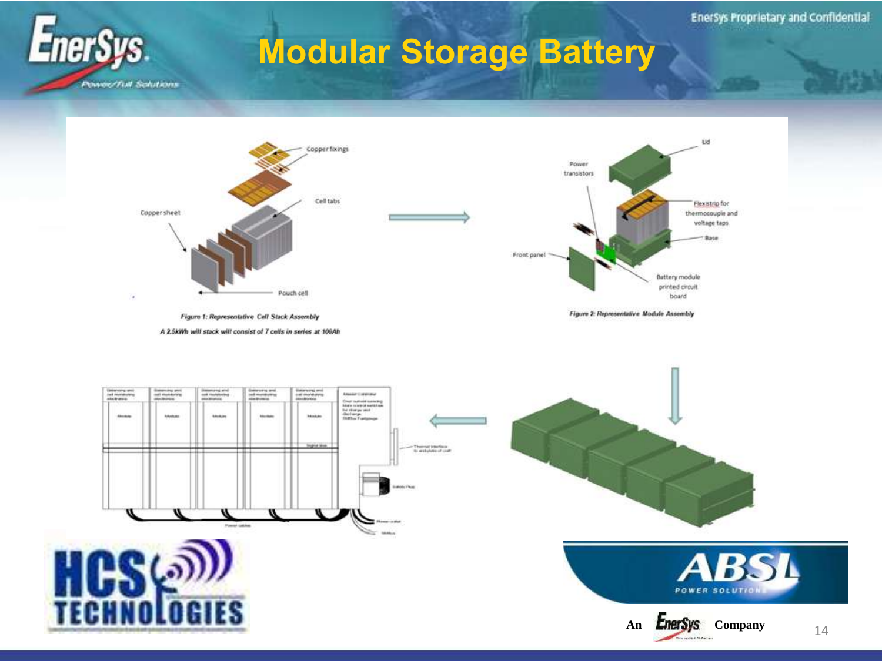# Modular Storage Battery

Copper fixings

Cell tabs

Copper sheet

Pouch cell

*Figure 1: Representative Cell Stack Assembly*

*A 2.5kWh will stack will consist of 7 cells in series at 100Ah*

Lid

Power transistors

Flexistrip for thermocouple and voltage taps

Base

Front panel

Battery module printed circuit board

*Figure 2: Representative Module Assembly*

An EnerSys Company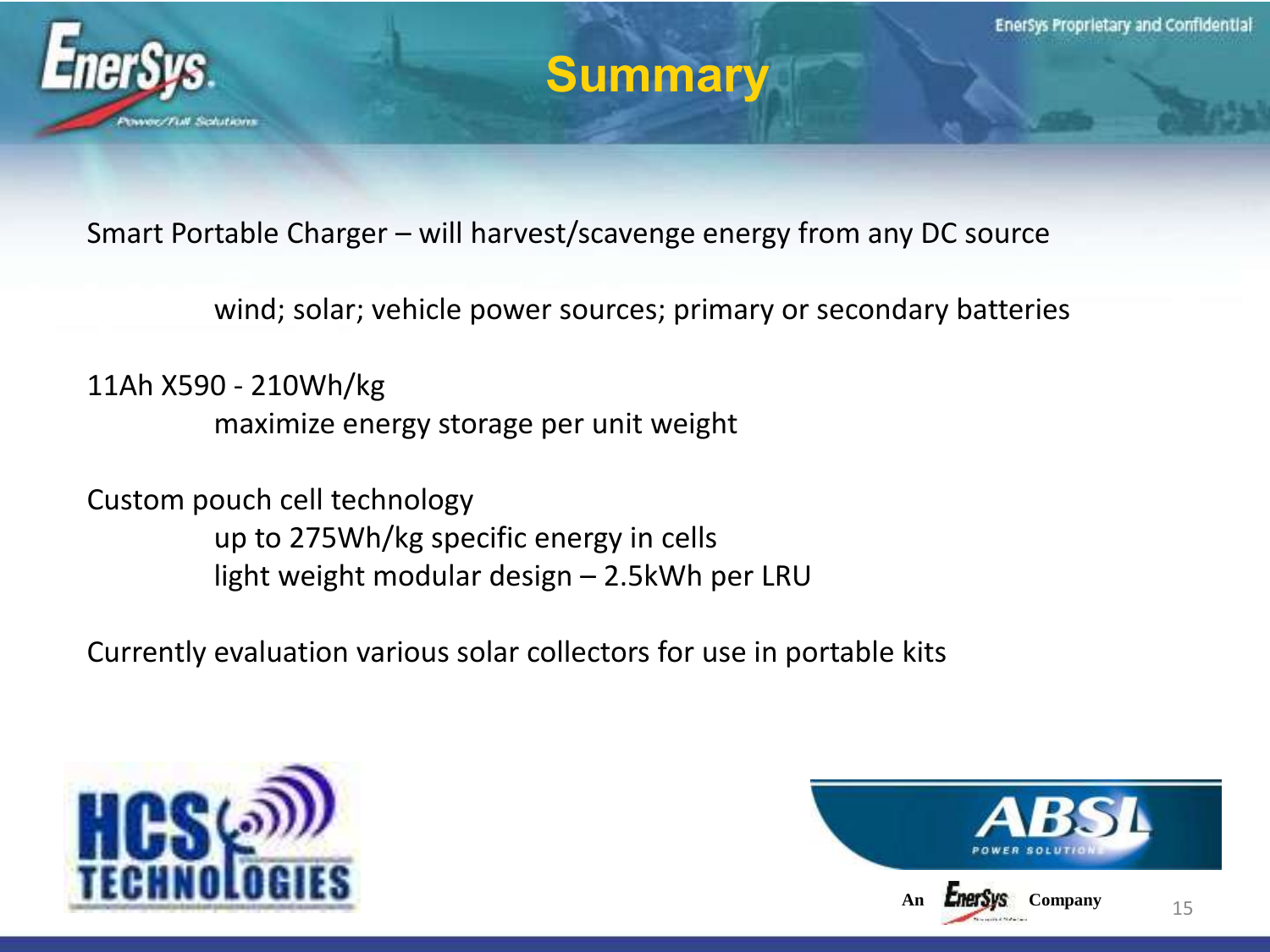# Summary

Smart Portable Charger – will harvest/scavenge energy from any DC source

wind; solar; vehicle power sources; primary or secondary batteries

11Ah X590 - 210Wh/kg

maximize energy storage per unit weight

Custom pouch cell technology

up to 275Wh/kg specific energy in cells

light weight modular design – 2.5kWh per LRU

Currently evaluation various solar collectors for use in portable kits